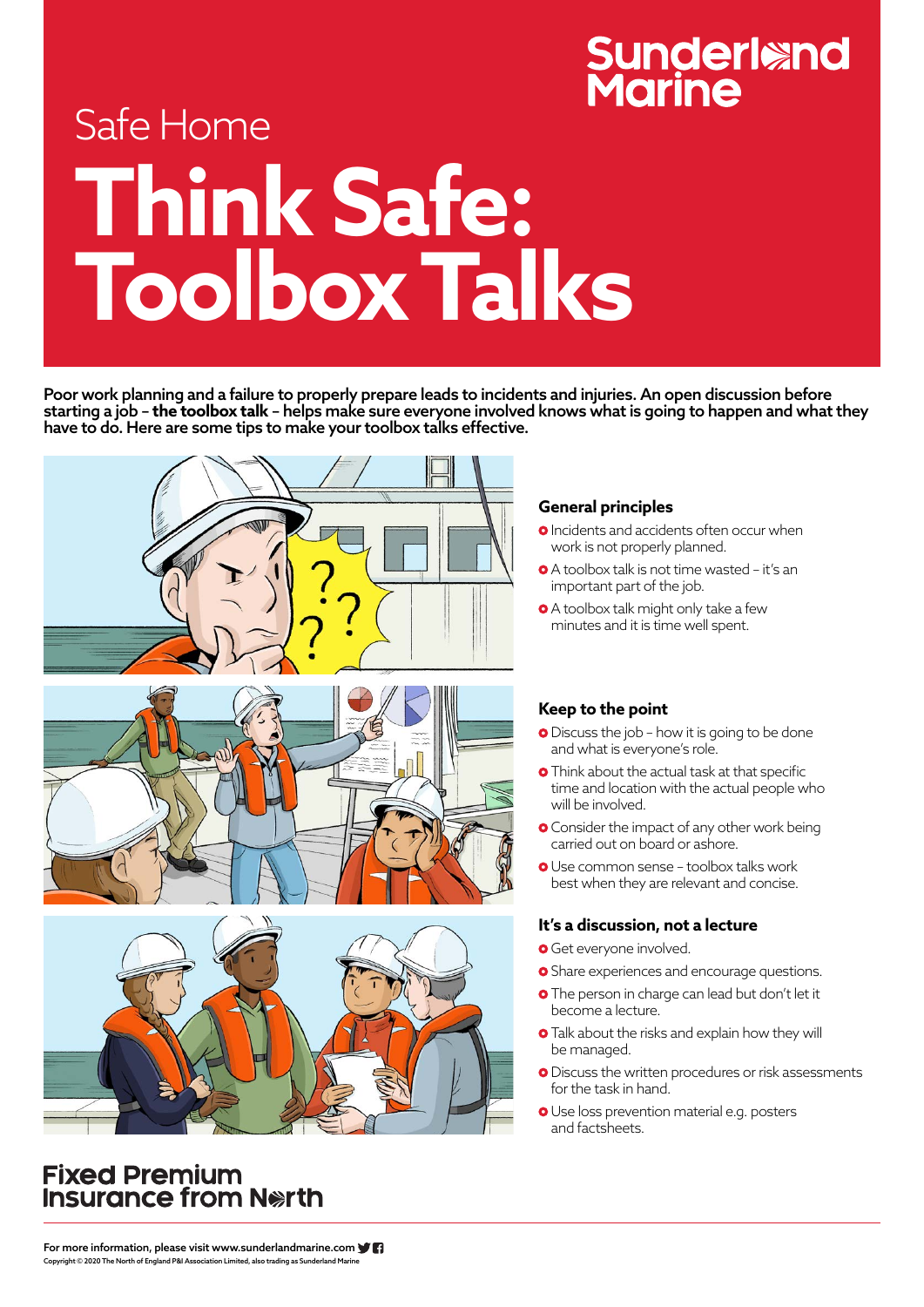Sunderland Marine

Safe Home

# Think Safe: Toolbox Talks

**Poor work planning and a failure to properly prepare leads to incidents and injuries. An open discussion before starting a job – the toolbox talk – helps make sure everyone involved knows what is going to happen and what they have to do. Here are some tips to make your toolbox talks effective.**

### General principles

- Incidents and accidents often occur when work is not properly planned.
- A toolbox talk is not time wasted – it's an important part of the job.
- A toolbox talk might only take a few minutes and it is time well spent.

### Keep to the point

- Discuss the job – how it is going to be done and what is everyone's role.
- Think about the actual task at that specific time and location with the actual people who will be involved.
- Consider the impact of any other work being carried out on board or ashore.
- Use common sense – toolbox talks work best when they are relevant and concise.

### It's a discussion, not a lecture

- Get everyone involved.
- Share experiences and encourage questions.
- The person in charge can lead but don't let it become a lecture.
- Talk about the risks and explain how they will be managed.
- Discuss the written procedures or risk assessments for the task in hand.
- Use loss prevention material e.g. posters and factsheets.

**Fixed Premium Insurance from North**

For more information, please visit www.sunderlandmarine.com

Copyright © 2020 The North of England P&I Association Limited, also trading as Sunderland Marine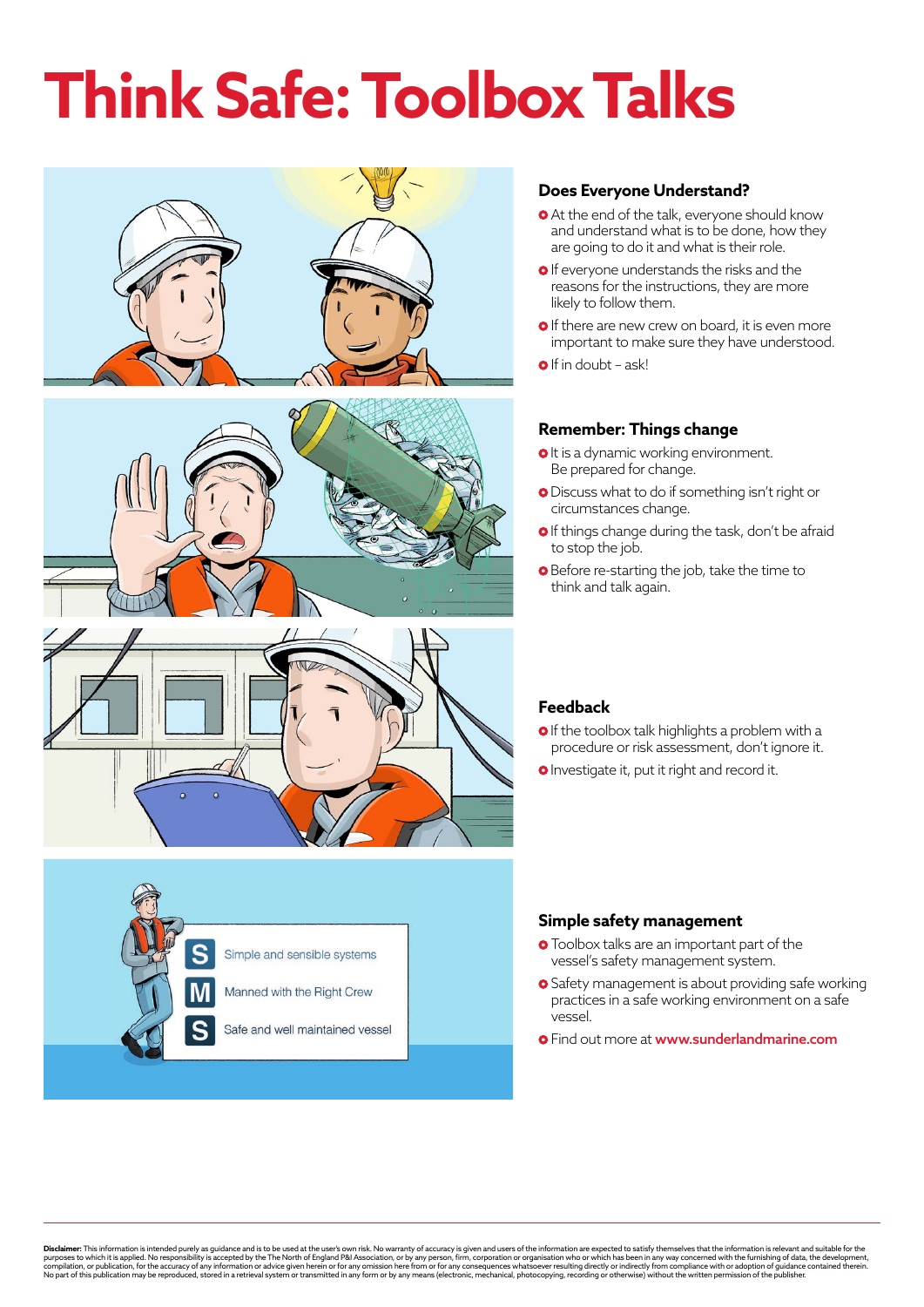# Think Safe: Toolbox Talks

## Does Everyone Understand?

- At the end of the talk, everyone should know and understand what is to be done, how they are going to do it and what is their role.
- If everyone understands the risks and the reasons for the instructions, they are more likely to follow them.
- If there are new crew on board, it is even more important to make sure they have understood.
- If in doubt – ask!

## Remember: Things change

- It is a dynamic working environment. Be prepared for change.
- Discuss what to do if something isn't right or circumstances change.
- If things change during the task, don't be afraid to stop the job.
- Before re-starting the job, take the time to think and talk again.

## Feedback

- If the toolbox talk highlights a problem with a procedure or risk assessment, don't ignore it.
- Investigate it, put it right and record it.

S Simple and sensible systems

M Manned with the Right Crew

S Safe and well maintained vessel

## Simple safety management

- Toolbox talks are an important part of the vessel's safety management system.
- Safety management is about providing safe working practices in a safe working environment on a safe vessel.
- Find out more at **www.sunderlandmarine.com**

**Disclaimer:** This information is intended purely as guidance and is to be used at the user's own risk. No warranty of accuracy is given and users of the information are expected to satisfy themselves that the information is relevant and suitable for the purposes to which it is applied. No responsibility is accepted by the The North of England P&I Association, or by any person, firm, corporation or organisation who or which has been in any way concerned with the furnishing of data, the development, compilation, or publication, for the accuracy of any information or advice given herein or for any omission here from or for any consequences whatsoever resulting directly or indirectly from compliance with or adoption of guidance contained therein. No part of this publication may be reproduced, stored in a retrieval system or transmitted in any form or by any means (electronic, mechanical, photocopying, recording or otherwise) without the written permission of the publisher.